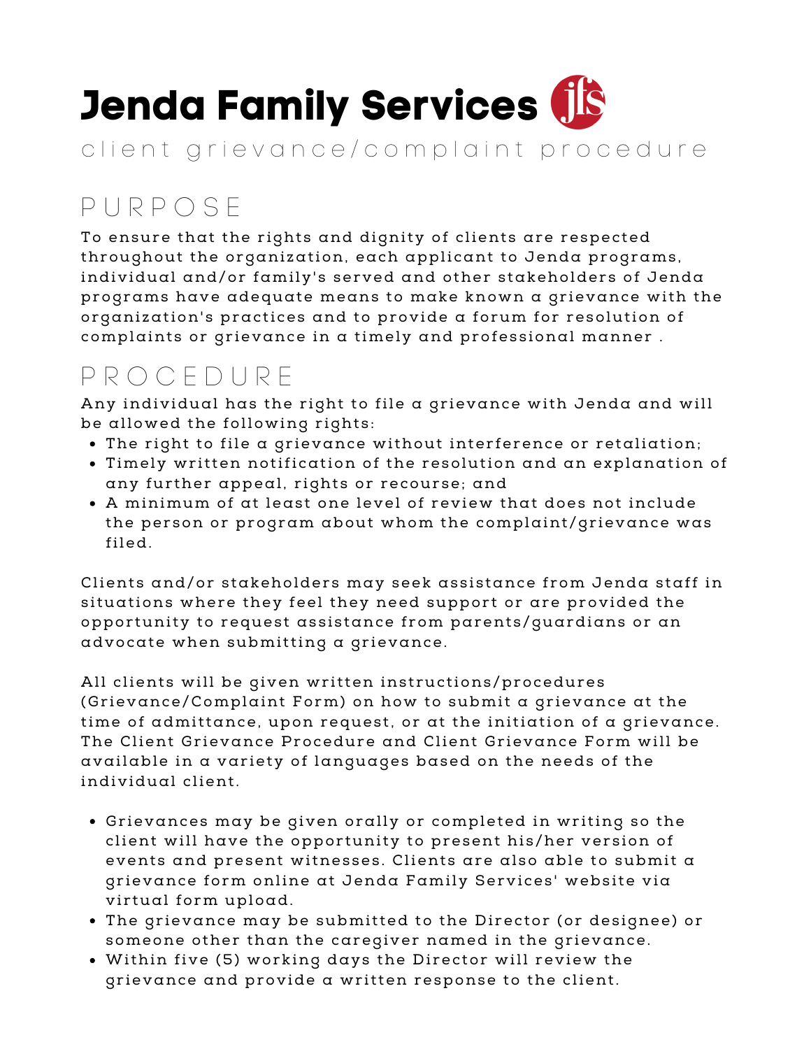# Jenda Family Services

client grievance/complaint procedure

## PURPOSE

To ensure that the rights and dignity of clients are respected throughout the organization, each applicant to Jenda programs, individual and/or family's served and other stakeholders of Jenda programs have adequate means to make known a grievance with the organization's practices and to provide a forum for resolution of complaints or grievance in a timely and professional manner .

## PROCEDURE

Any individual has the right to file a grievance with Jenda and will be allowed the following rights:

- The right to file a grievance without interference or retaliation;
- Timely written notification of the resolution and an explanation of any further appeal, rights or recourse; and
- A minimum of at least one level of review that does not include the person or program about whom the complaint/grievance was filed.

Clients and/or stakeholders may seek assistance from Jenda staff in situations where they feel they need support or are provided the opportunity to request assistance from parents/guardians or an advocate when submitting a grievance.

All clients will be given written instructions/procedures (Grievance/Complaint Form) on how to submit a grievance at the time of admittance, upon request, or at the initiation of a grievance. The Client Grievance Procedure and Client Grievance Form will be available in a variety of languages based on the needs of the individual client.

- Grievances may be given orally or completed in writing so the client will have the opportunity to present his/her version of events and present witnesses. Clients are also able to submit a grievance form online at Jenda Family Services' website via virtual form upload.
- The grievance may be submitted to the Director (or designee) or someone other than the caregiver named in the grievance.
- Within five (5) working days the Director will review the grievance and provide a written response to the client.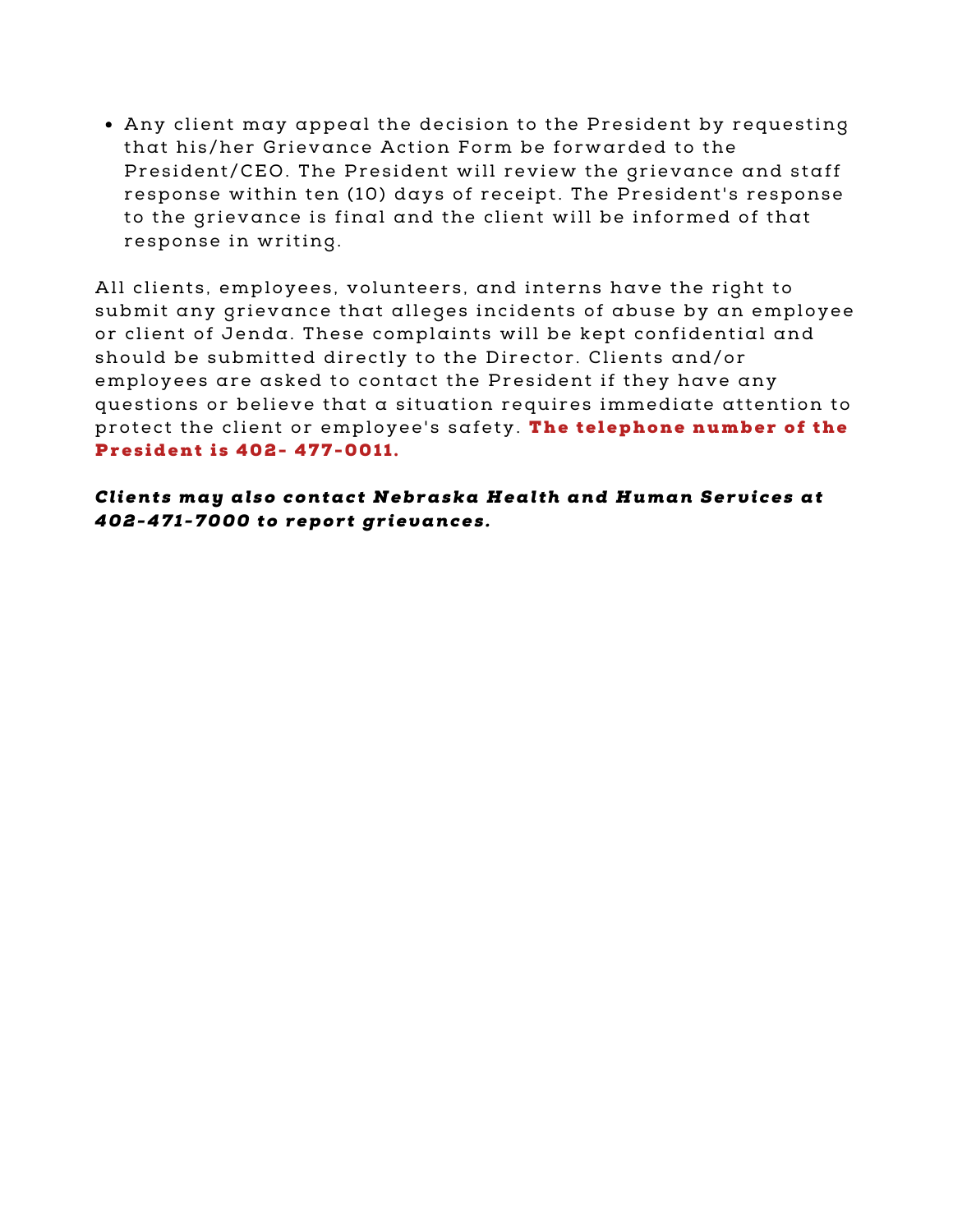- Any client may appeal the decision to the President by requesting that his/her Grievance Action Form be forwarded to the President/CEO. The President will review the grievance and staff response within ten (10) days of receipt. The President's response to the grievance is final and the client will be informed of that response in writing.

All clients, employees, volunteers, and interns have the right to submit any grievance that alleges incidents of abuse by an employee or client of Jenda. These complaints will be kept confidential and should be submitted directly to the Director. Clients and/or employees are asked to contact the President if they have any questions or believe that a situation requires immediate attention to protect the client or employee's safety. **The telephone number of the President is 402- 477-0011.**

***Clients may also contact Nebraska Health and Human Services at 402-471-7000 to report grievances.***